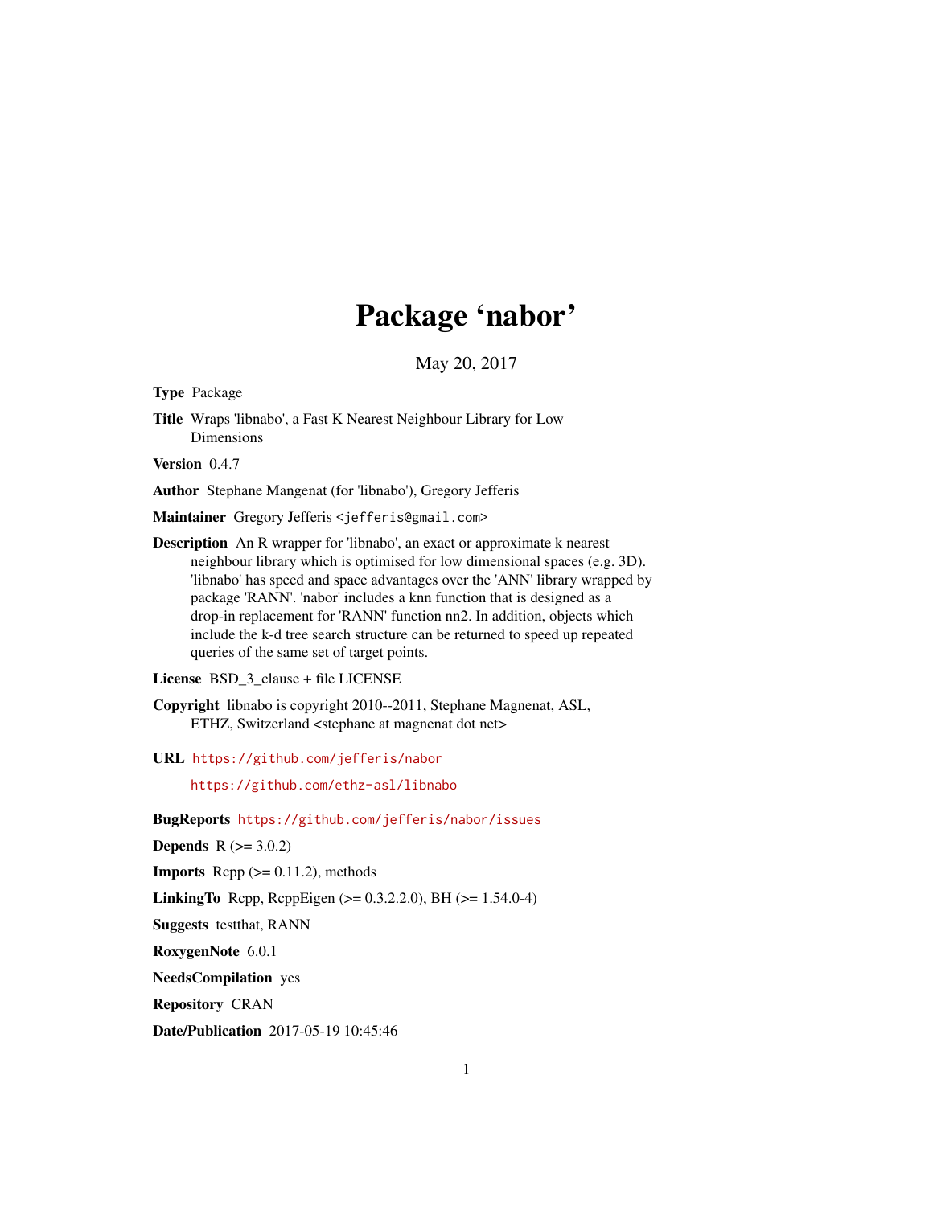# Package 'nabor'

May 20, 2017

**Type** Package

**Title** Wraps 'libnabo', a Fast K Nearest Neighbour Library for Low Dimensions

**Version** 0.4.7

**Author** Stephane Mangenat (for 'libnabo'), Gregory Jefferis

**Maintainer** Gregory Jefferis <jefferis@gmail.com>

**Description** An R wrapper for 'libnabo', an exact or approximate k nearest neighbour library which is optimised for low dimensional spaces (e.g. 3D). 'libnabo' has speed and space advantages over the 'ANN' library wrapped by package 'RANN'. 'nabor' includes a knn function that is designed as a drop-in replacement for 'RANN' function nn2. In addition, objects which include the k-d tree search structure can be returned to speed up repeated queries of the same set of target points.

**License** BSD_3_clause + file LICENSE

**Copyright** libnabo is copyright 2010--2011, Stephane Magnenat, ASL, ETHZ, Switzerland <stephane at magnenat dot net>

**URL** https://github.com/jefferis/nabor

https://github.com/ethz-asl/libnabo

**BugReports** https://github.com/jefferis/nabor/issues

**Depends** R (>= 3.0.2)

**Imports** Rcpp (>= 0.11.2), methods

**LinkingTo** Rcpp, RcppEigen (>= 0.3.2.2.0), BH (>= 1.54.0-4)

**Suggests** testthat, RANN

**RoxygenNote** 6.0.1

**NeedsCompilation** yes

**Repository** CRAN

**Date/Publication** 2017-05-19 10:45:46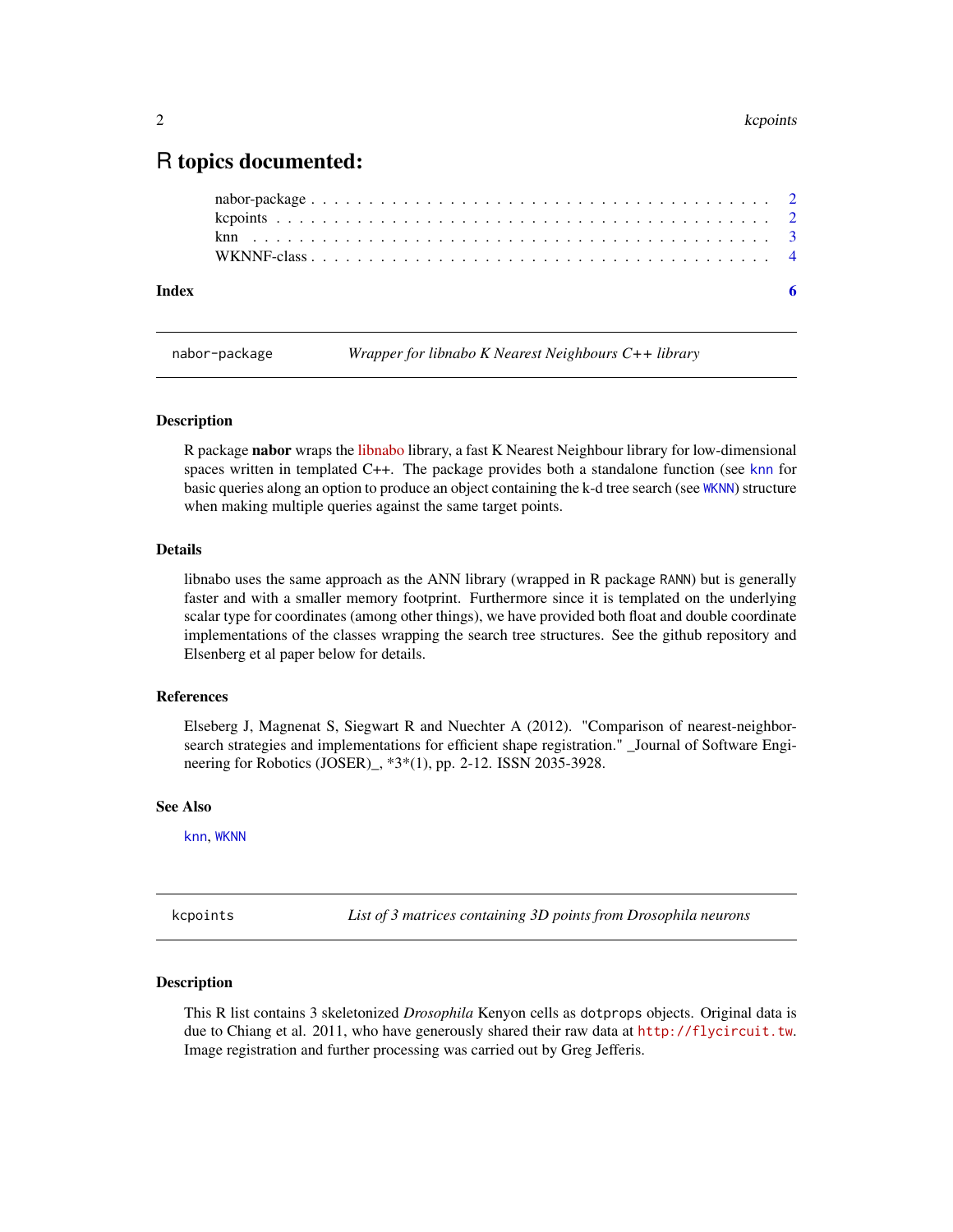# R topics documented:

nabor-package . . . . . . . . . . . . . . . . . . . . . . . . . . . . . . . . . . . . . 2
kcpoints . . . . . . . . . . . . . . . . . . . . . . . . . . . . . . . . . . . . . . . 2
knn . . . . . . . . . . . . . . . . . . . . . . . . . . . . . . . . . . . . . . . . . 3
WKNNF-class . . . . . . . . . . . . . . . . . . . . . . . . . . . . . . . . . . . . . 4

**Index** **6**

---

## nabor-package — *Wrapper for libnabo K Nearest Neighbours C++ library*

### Description

R package **nabor** wraps the libnabo library, a fast K Nearest Neighbour library for low-dimensional spaces written in templated C++. The package provides both a standalone function (see `knn` for basic queries along an option to produce an object containing the k-d tree search (see `WKNN`) structure when making multiple queries against the same target points.

### Details

libnabo uses the same approach as the ANN library (wrapped in R package `RANN`) but is generally faster and with a smaller memory footprint. Furthermore since it is templated on the underlying scalar type for coordinates (among other things), we have provided both float and double coordinate implementations of the classes wrapping the search tree structures. See the github repository and Elsenberg et al paper below for details.

### References

Elseberg J, Magnenat S, Siegwart R and Nuechter A (2012). "Comparison of nearest-neighbor-search strategies and implementations for efficient shape registration." _Journal of Software Engineering for Robotics (JOSER)_, *3*(1), pp. 2-12. ISSN 2035-3928.

### See Also

`knn`, `WKNN`

---

## kcpoints — *List of 3 matrices containing 3D points from Drosophila neurons*

### Description

This R list contains 3 skeletonized *Drosophila* Kenyon cells as `dotprops` objects. Original data is due to Chiang et al. 2011, who have generously shared their raw data at `http://flycircuit.tw`. Image registration and further processing was carried out by Greg Jefferis.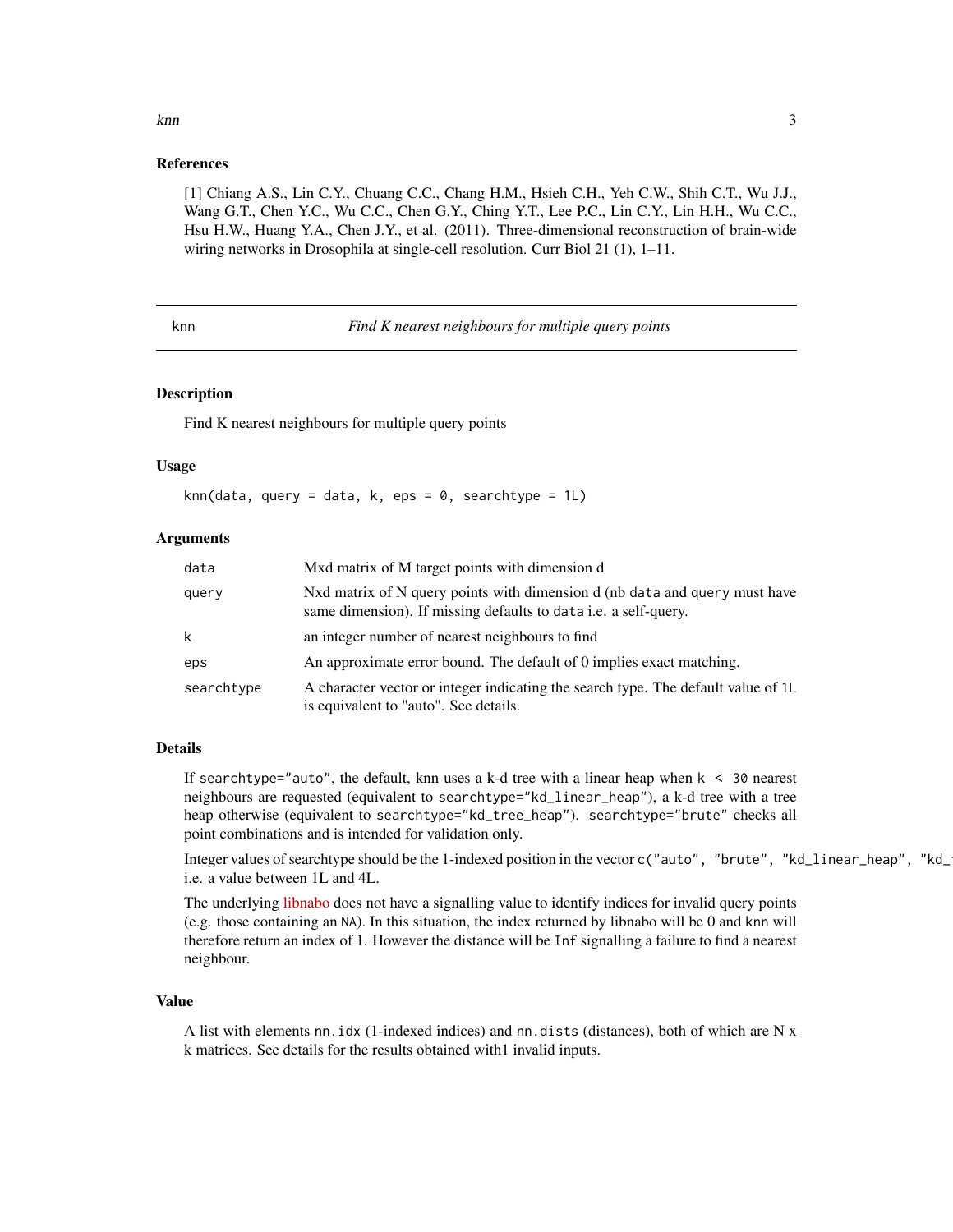## References

[1] Chiang A.S., Lin C.Y., Chuang C.C., Chang H.M., Hsieh C.H., Yeh C.W., Shih C.T., Wu J.J., Wang G.T., Chen Y.C., Wu C.C., Chen G.Y., Ching Y.T., Lee P.C., Lin C.Y., Lin H.H., Wu C.C., Hsu H.W., Huang Y.A., Chen J.Y., et al. (2011). Three-dimensional reconstruction of brain-wide wiring networks in Drosophila at single-cell resolution. Curr Biol 21 (1), 1–11.

---

# knn — *Find K nearest neighbours for multiple query points*

## Description

Find K nearest neighbours for multiple query points

## Usage

```
knn(data, query = data, k, eps = 0, searchtype = 1L)
```

## Arguments

| | |
|---|---|
| `data` | Mxd matrix of M target points with dimension d |
| `query` | Nxd matrix of N query points with dimension d (nb `data` and `query` must have same dimension). If missing defaults to `data` i.e. a self-query. |
| `k` | an integer number of nearest neighbours to find |
| `eps` | An approximate error bound. The default of 0 implies exact matching. |
| `searchtype` | A character vector or integer indicating the search type. The default value of `1L` is equivalent to "auto". See details. |

## Details

If `searchtype="auto"`, the default, knn uses a k-d tree with a linear heap when `k < 30` nearest neighbours are requested (equivalent to `searchtype="kd_linear_heap"`), a k-d tree with a tree heap otherwise (equivalent to `searchtype="kd_tree_heap"`). `searchtype="brute"` checks all point combinations and is intended for validation only.

Integer values of searchtype should be the 1-indexed position in the vector `c("auto", "brute", "kd_linear_heap", "kd_` i.e. a value between 1L and 4L.

The underlying libnabo does not have a signalling value to identify indices for invalid query points (e.g. those containing an `NA`). In this situation, the index returned by libnabo will be 0 and `knn` will therefore return an index of 1. However the distance will be `Inf` signalling a failure to find a nearest neighbour.

## Value

A list with elements `nn.idx` (1-indexed indices) and `nn.dists` (distances), both of which are N x k matrices. See details for the results obtained with1 invalid inputs.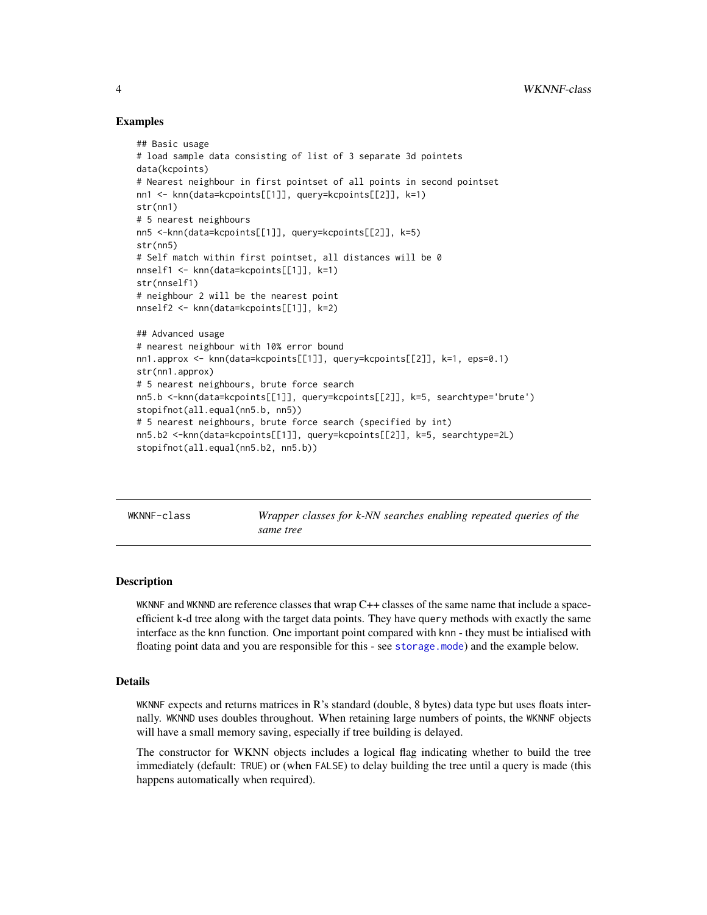### Examples

```
## Basic usage
# load sample data consisting of list of 3 separate 3d pointets
data(kcpoints)
# Nearest neighbour in first pointset of all points in second pointset
nn1 <- knn(data=kcpoints[[1]], query=kcpoints[[2]], k=1)
str(nn1)
# 5 nearest neighbours
nn5 <-knn(data=kcpoints[[1]], query=kcpoints[[2]], k=5)
str(nn5)
# Self match within first pointset, all distances will be 0
nnself1 <- knn(data=kcpoints[[1]], k=1)
str(nnself1)
# neighbour 2 will be the nearest point
nnself2 <- knn(data=kcpoints[[1]], k=2)

## Advanced usage
# nearest neighbour with 10% error bound
nn1.approx <- knn(data=kcpoints[[1]], query=kcpoints[[2]], k=1, eps=0.1)
str(nn1.approx)
# 5 nearest neighbours, brute force search
nn5.b <-knn(data=kcpoints[[1]], query=kcpoints[[2]], k=5, searchtype='brute')
stopifnot(all.equal(nn5.b, nn5))
# 5 nearest neighbours, brute force search (specified by int)
nn5.b2 <-knn(data=kcpoints[[1]], query=kcpoints[[2]], k=5, searchtype=2L)
stopifnot(all.equal(nn5.b2, nn5.b))
```

---

## WKNNF-class — *Wrapper classes for k-NN searches enabling repeated queries of the same tree*

---

### Description

WKNNF and WKNND are reference classes that wrap C++ classes of the same name that include a space-efficient k-d tree along with the target data points. They have `query` methods with exactly the same interface as the knn function. One important point compared with knn - they must be intialised with floating point data and you are responsible for this - see `storage.mode`) and the example below.

### Details

WKNNF expects and returns matrices in R's standard (double, 8 bytes) data type but uses floats internally. WKNND uses doubles throughout. When retaining large numbers of points, the WKNNF objects will have a small memory saving, especially if tree building is delayed.

The constructor for WKNN objects includes a logical flag indicating whether to build the tree immediately (default: TRUE) or (when FALSE) to delay building the tree until a query is made (this happens automatically when required).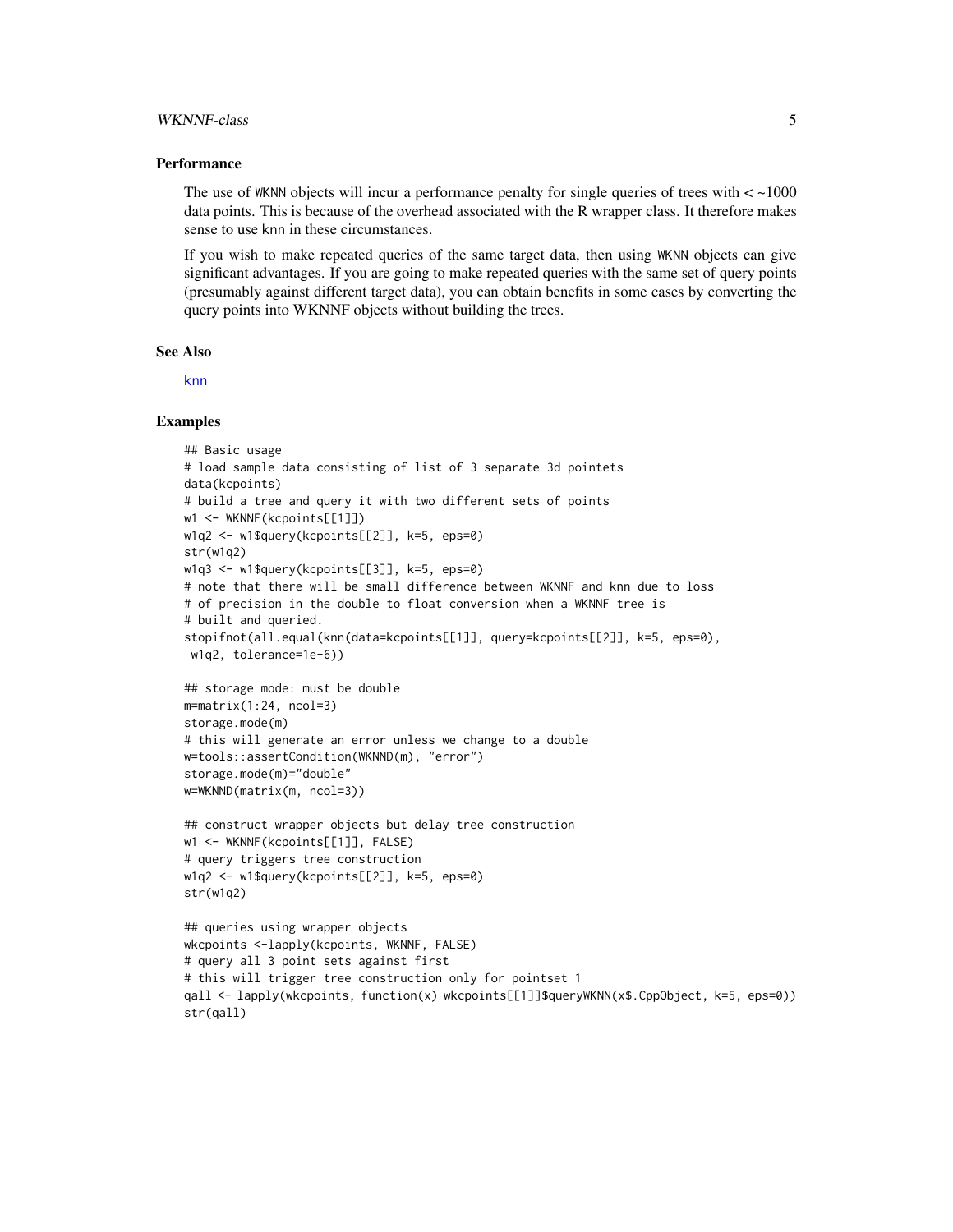### Performance

The use of `WKNN` objects will incur a performance penalty for single queries of trees with < ~1000 data points. This is because of the overhead associated with the R wrapper class. It therefore makes sense to use knn in these circumstances.

If you wish to make repeated queries of the same target data, then using `WKNN` objects can give significant advantages. If you are going to make repeated queries with the same set of query points (presumably against different target data), you can obtain benefits in some cases by converting the query points into WKNNF objects without building the trees.

### See Also

knn

### Examples

```
## Basic usage
# load sample data consisting of list of 3 separate 3d pointets
data(kcpoints)
# build a tree and query it with two different sets of points
w1 <- WKNNF(kcpoints[[1]])
w1q2 <- w1$query(kcpoints[[2]], k=5, eps=0)
str(w1q2)
w1q3 <- w1$query(kcpoints[[3]], k=5, eps=0)
# note that there will be small difference between WKNNF and knn due to loss
# of precision in the double to float conversion when a WKNNF tree is
# built and queried.
stopifnot(all.equal(knn(data=kcpoints[[1]], query=kcpoints[[2]], k=5, eps=0),
 w1q2, tolerance=1e-6))

## storage mode: must be double
m=matrix(1:24, ncol=3)
storage.mode(m)
# this will generate an error unless we change to a double
w=tools::assertCondition(WKNND(m), "error")
storage.mode(m)="double"
w=WKNND(matrix(m, ncol=3))

## construct wrapper objects but delay tree construction
w1 <- WKNNF(kcpoints[[1]], FALSE)
# query triggers tree construction
w1q2 <- w1$query(kcpoints[[2]], k=5, eps=0)
str(w1q2)

## queries using wrapper objects
wkcpoints <-lapply(kcpoints, WKNNF, FALSE)
# query all 3 point sets against first
# this will trigger tree construction only for pointset 1
qall <- lapply(wkcpoints, function(x) wkcpoints[[1]]$queryWKNN(x$.CppObject, k=5, eps=0))
str(qall)
```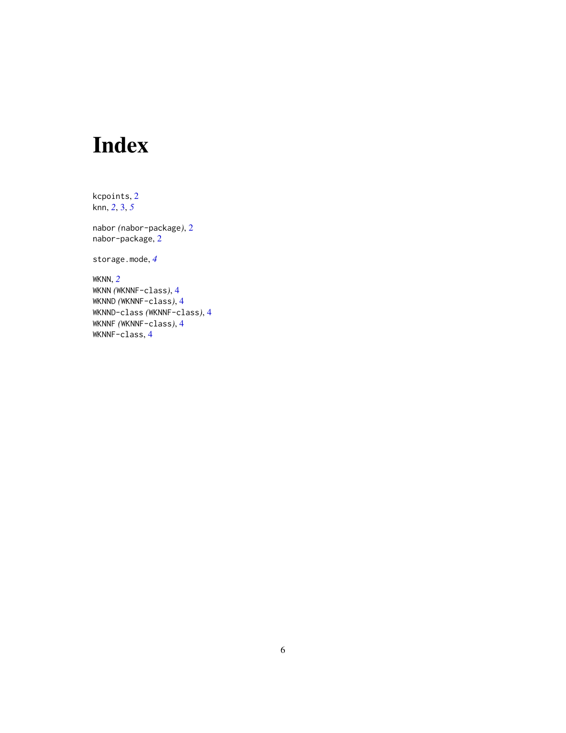# Index

kcpoints, 2
knn, *2*, 3, *5*

nabor *(*nabor-package*)*, 2
nabor-package, 2

storage.mode, *4*

WKNN, *2*
WKNN *(*WKNNF-class*)*, 4
WKNND *(*WKNNF-class*)*, 4
WKNND-class *(*WKNNF-class*)*, 4
WKNNF *(*WKNNF-class*)*, 4
WKNNF-class, 4